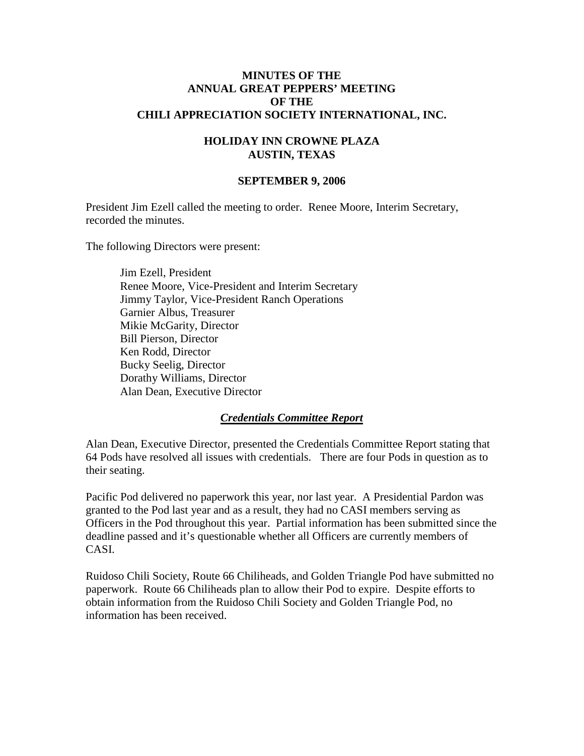# MINUTES OF THE ANNUAL GREAT PEPPERS' MEETING OF THE CHILI APPRECIATION SOCIETY INTERNATIONAL, INC.

## HOLIDAY INN CROWNE PLAZA AUSTIN, TEXAS

### SEPTEMBER 9, 2006

President Jim Ezell called the meeting to order. Renee Moore, Interim Secretary, recorded the minutes.

The following Directors were present:

Jim Ezell, President
Renee Moore, Vice-President and Interim Secretary
Jimmy Taylor, Vice-President Ranch Operations
Garnier Albus, Treasurer
Mikie McGarity, Director
Bill Pierson, Director
Ken Rodd, Director
Bucky Seelig, Director
Dorathy Williams, Director
Alan Dean, Executive Director

### ***Credentials Committee Report***

Alan Dean, Executive Director, presented the Credentials Committee Report stating that 64 Pods have resolved all issues with credentials. There are four Pods in question as to their seating.

Pacific Pod delivered no paperwork this year, nor last year. A Presidential Pardon was granted to the Pod last year and as a result, they had no CASI members serving as Officers in the Pod throughout this year. Partial information has been submitted since the deadline passed and it's questionable whether all Officers are currently members of CASI.

Ruidoso Chili Society, Route 66 Chiliheads, and Golden Triangle Pod have submitted no paperwork. Route 66 Chiliheads plan to allow their Pod to expire. Despite efforts to obtain information from the Ruidoso Chili Society and Golden Triangle Pod, no information has been received.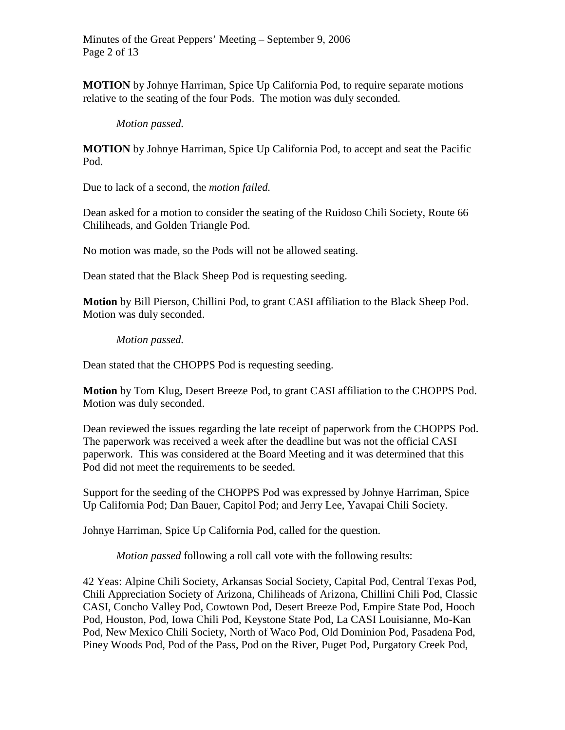**MOTION** by Johnye Harriman, Spice Up California Pod, to require separate motions relative to the seating of the four Pods. The motion was duly seconded.

*Motion passed.*

**MOTION** by Johnye Harriman, Spice Up California Pod, to accept and seat the Pacific Pod.

Due to lack of a second, the *motion failed.*

Dean asked for a motion to consider the seating of the Ruidoso Chili Society, Route 66 Chiliheads, and Golden Triangle Pod.

No motion was made, so the Pods will not be allowed seating.

Dean stated that the Black Sheep Pod is requesting seeding.

**Motion** by Bill Pierson, Chillini Pod, to grant CASI affiliation to the Black Sheep Pod. Motion was duly seconded.

*Motion passed.*

Dean stated that the CHOPPS Pod is requesting seeding.

**Motion** by Tom Klug, Desert Breeze Pod, to grant CASI affiliation to the CHOPPS Pod. Motion was duly seconded.

Dean reviewed the issues regarding the late receipt of paperwork from the CHOPPS Pod. The paperwork was received a week after the deadline but was not the official CASI paperwork. This was considered at the Board Meeting and it was determined that this Pod did not meet the requirements to be seeded.

Support for the seeding of the CHOPPS Pod was expressed by Johnye Harriman, Spice Up California Pod; Dan Bauer, Capitol Pod; and Jerry Lee, Yavapai Chili Society.

Johnye Harriman, Spice Up California Pod, called for the question.

*Motion passed* following a roll call vote with the following results:

42 Yeas: Alpine Chili Society, Arkansas Social Society, Capital Pod, Central Texas Pod, Chili Appreciation Society of Arizona, Chiliheads of Arizona, Chillini Chili Pod, Classic CASI, Concho Valley Pod, Cowtown Pod, Desert Breeze Pod, Empire State Pod, Hooch Pod, Houston, Pod, Iowa Chili Pod, Keystone State Pod, La CASI Louisianne, Mo-Kan Pod, New Mexico Chili Society, North of Waco Pod, Old Dominion Pod, Pasadena Pod, Piney Woods Pod, Pod of the Pass, Pod on the River, Puget Pod, Purgatory Creek Pod,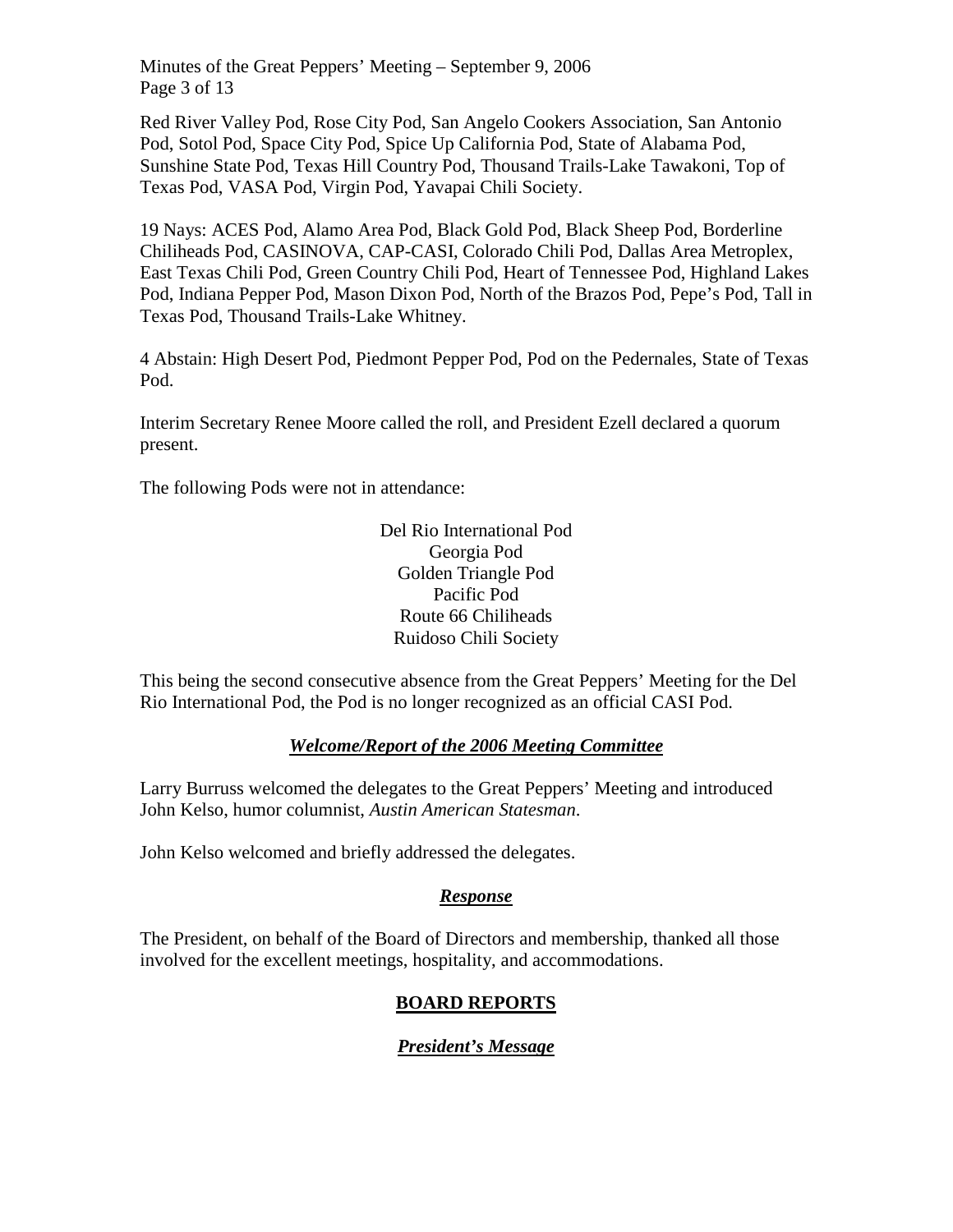Red River Valley Pod, Rose City Pod, San Angelo Cookers Association, San Antonio Pod, Sotol Pod, Space City Pod, Spice Up California Pod, State of Alabama Pod, Sunshine State Pod, Texas Hill Country Pod, Thousand Trails-Lake Tawakoni, Top of Texas Pod, VASA Pod, Virgin Pod, Yavapai Chili Society.

19 Nays: ACES Pod, Alamo Area Pod, Black Gold Pod, Black Sheep Pod, Borderline Chiliheads Pod, CASINOVA, CAP-CASI, Colorado Chili Pod, Dallas Area Metroplex, East Texas Chili Pod, Green Country Chili Pod, Heart of Tennessee Pod, Highland Lakes Pod, Indiana Pepper Pod, Mason Dixon Pod, North of the Brazos Pod, Pepe's Pod, Tall in Texas Pod, Thousand Trails-Lake Whitney.

4 Abstain: High Desert Pod, Piedmont Pepper Pod, Pod on the Pedernales, State of Texas Pod.

Interim Secretary Renee Moore called the roll, and President Ezell declared a quorum present.

The following Pods were not in attendance:

Del Rio International Pod
Georgia Pod
Golden Triangle Pod
Pacific Pod
Route 66 Chiliheads
Ruidoso Chili Society

This being the second consecutive absence from the Great Peppers' Meeting for the Del Rio International Pod, the Pod is no longer recognized as an official CASI Pod.

### ***Welcome/Report of the 2006 Meeting Committee***

Larry Burruss welcomed the delegates to the Great Peppers' Meeting and introduced John Kelso, humor columnist, *Austin American Statesman*.

John Kelso welcomed and briefly addressed the delegates.

### ***Response***

The President, on behalf of the Board of Directors and membership, thanked all those involved for the excellent meetings, hospitality, and accommodations.

## **BOARD REPORTS**

### ***President's Message***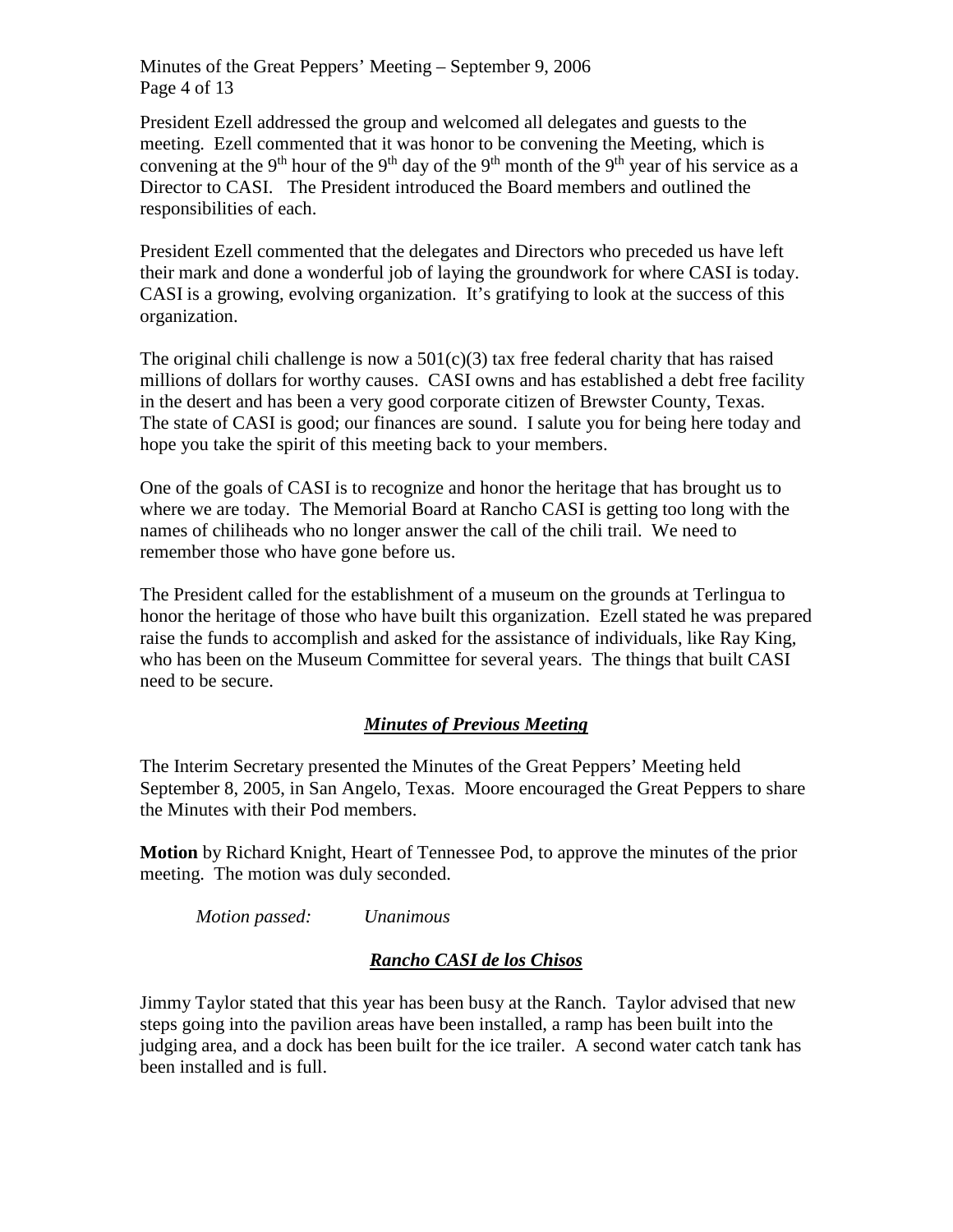President Ezell addressed the group and welcomed all delegates and guests to the meeting. Ezell commented that it was honor to be convening the Meeting, which is convening at the 9th hour of the 9th day of the 9th month of the 9th year of his service as a Director to CASI. The President introduced the Board members and outlined the responsibilities of each.

President Ezell commented that the delegates and Directors who preceded us have left their mark and done a wonderful job of laying the groundwork for where CASI is today. CASI is a growing, evolving organization. It's gratifying to look at the success of this organization.

The original chili challenge is now a 501(c)(3) tax free federal charity that has raised millions of dollars for worthy causes. CASI owns and has established a debt free facility in the desert and has been a very good corporate citizen of Brewster County, Texas. The state of CASI is good; our finances are sound. I salute you for being here today and hope you take the spirit of this meeting back to your members.

One of the goals of CASI is to recognize and honor the heritage that has brought us to where we are today. The Memorial Board at Rancho CASI is getting too long with the names of chiliheads who no longer answer the call of the chili trail. We need to remember those who have gone before us.

The President called for the establishment of a museum on the grounds at Terlingua to honor the heritage of those who have built this organization. Ezell stated he was prepared raise the funds to accomplish and asked for the assistance of individuals, like Ray King, who has been on the Museum Committee for several years. The things that built CASI need to be secure.

## ***Minutes of Previous Meeting***

The Interim Secretary presented the Minutes of the Great Peppers' Meeting held September 8, 2005, in San Angelo, Texas. Moore encouraged the Great Peppers to share the Minutes with their Pod members.

**Motion** by Richard Knight, Heart of Tennessee Pod, to approve the minutes of the prior meeting. The motion was duly seconded.

*Motion passed: Unanimous*

## ***Rancho CASI de los Chisos***

Jimmy Taylor stated that this year has been busy at the Ranch. Taylor advised that new steps going into the pavilion areas have been installed, a ramp has been built into the judging area, and a dock has been built for the ice trailer. A second water catch tank has been installed and is full.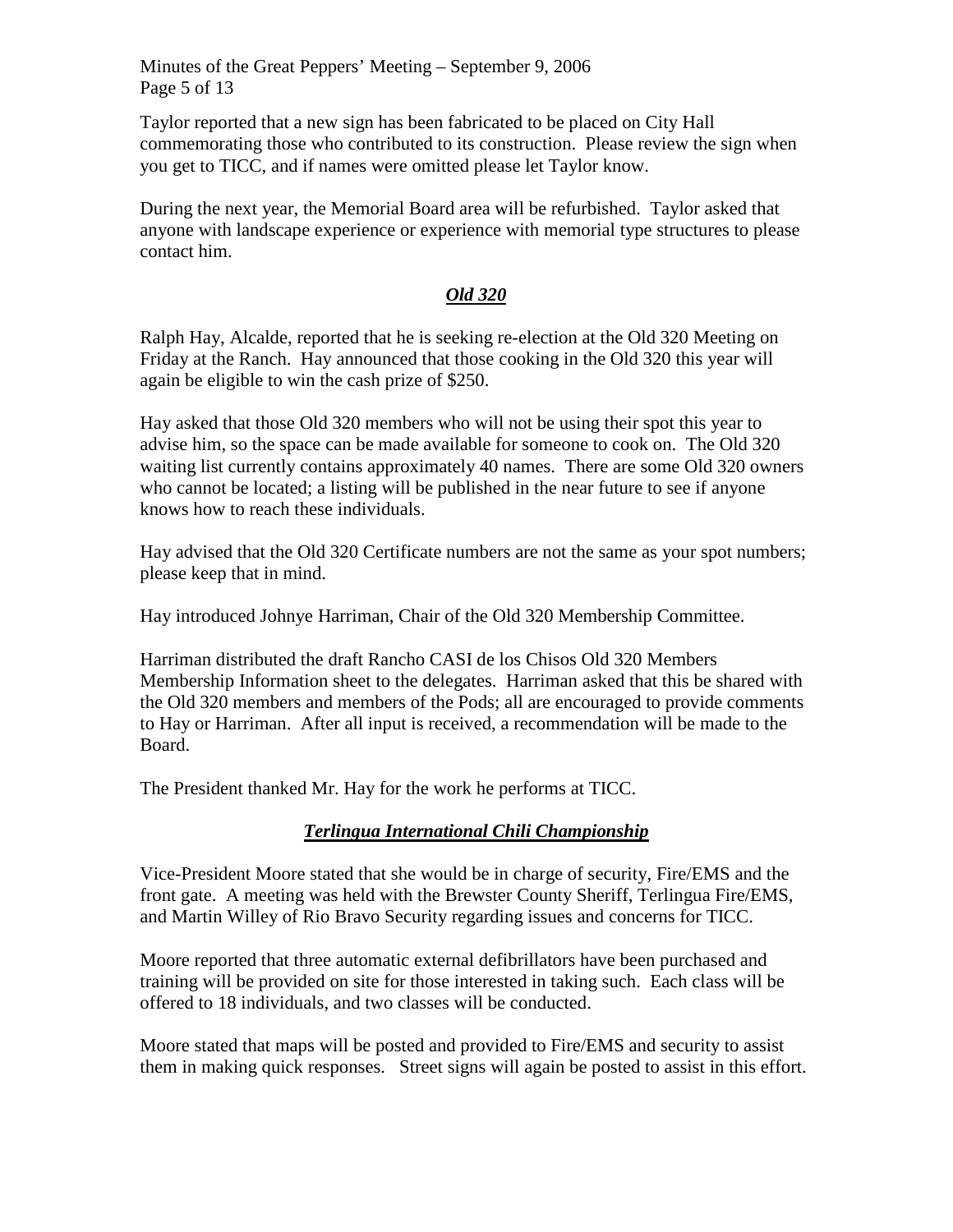Taylor reported that a new sign has been fabricated to be placed on City Hall commemorating those who contributed to its construction. Please review the sign when you get to TICC, and if names were omitted please let Taylor know.

During the next year, the Memorial Board area will be refurbished. Taylor asked that anyone with landscape experience or experience with memorial type structures to please contact him.

## ***Old 320***

Ralph Hay, Alcalde, reported that he is seeking re-election at the Old 320 Meeting on Friday at the Ranch. Hay announced that those cooking in the Old 320 this year will again be eligible to win the cash prize of $250.

Hay asked that those Old 320 members who will not be using their spot this year to advise him, so the space can be made available for someone to cook on. The Old 320 waiting list currently contains approximately 40 names. There are some Old 320 owners who cannot be located; a listing will be published in the near future to see if anyone knows how to reach these individuals.

Hay advised that the Old 320 Certificate numbers are not the same as your spot numbers; please keep that in mind.

Hay introduced Johnye Harriman, Chair of the Old 320 Membership Committee.

Harriman distributed the draft Rancho CASI de los Chisos Old 320 Members Membership Information sheet to the delegates. Harriman asked that this be shared with the Old 320 members and members of the Pods; all are encouraged to provide comments to Hay or Harriman. After all input is received, a recommendation will be made to the Board.

The President thanked Mr. Hay for the work he performs at TICC.

## ***Terlingua International Chili Championship***

Vice-President Moore stated that she would be in charge of security, Fire/EMS and the front gate. A meeting was held with the Brewster County Sheriff, Terlingua Fire/EMS, and Martin Willey of Rio Bravo Security regarding issues and concerns for TICC.

Moore reported that three automatic external defibrillators have been purchased and training will be provided on site for those interested in taking such. Each class will be offered to 18 individuals, and two classes will be conducted.

Moore stated that maps will be posted and provided to Fire/EMS and security to assist them in making quick responses. Street signs will again be posted to assist in this effort.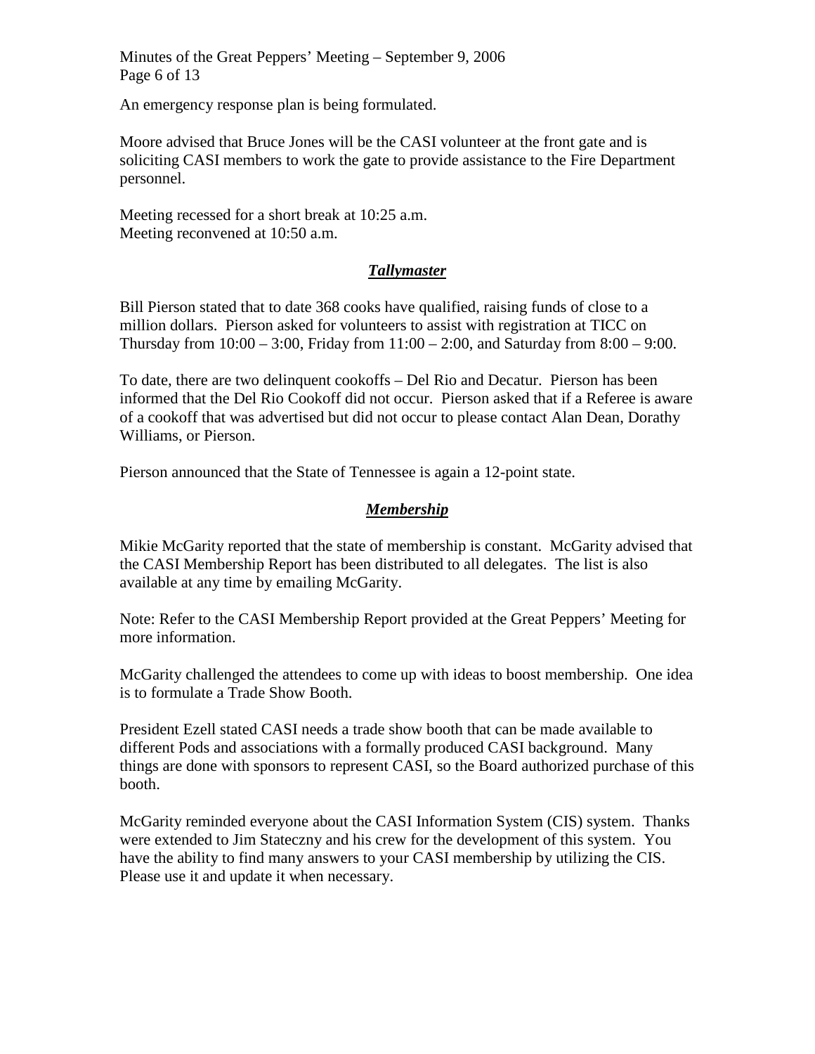An emergency response plan is being formulated.

Moore advised that Bruce Jones will be the CASI volunteer at the front gate and is soliciting CASI members to work the gate to provide assistance to the Fire Department personnel.

Meeting recessed for a short break at 10:25 a.m.
Meeting reconvened at 10:50 a.m.

## ***Tallymaster***

Bill Pierson stated that to date 368 cooks have qualified, raising funds of close to a million dollars. Pierson asked for volunteers to assist with registration at TICC on Thursday from 10:00 – 3:00, Friday from 11:00 – 2:00, and Saturday from 8:00 – 9:00.

To date, there are two delinquent cookoffs – Del Rio and Decatur. Pierson has been informed that the Del Rio Cookoff did not occur. Pierson asked that if a Referee is aware of a cookoff that was advertised but did not occur to please contact Alan Dean, Dorathy Williams, or Pierson.

Pierson announced that the State of Tennessee is again a 12-point state.

## ***Membership***

Mikie McGarity reported that the state of membership is constant. McGarity advised that the CASI Membership Report has been distributed to all delegates. The list is also available at any time by emailing McGarity.

Note: Refer to the CASI Membership Report provided at the Great Peppers' Meeting for more information.

McGarity challenged the attendees to come up with ideas to boost membership. One idea is to formulate a Trade Show Booth.

President Ezell stated CASI needs a trade show booth that can be made available to different Pods and associations with a formally produced CASI background. Many things are done with sponsors to represent CASI, so the Board authorized purchase of this booth.

McGarity reminded everyone about the CASI Information System (CIS) system. Thanks were extended to Jim Stateczny and his crew for the development of this system. You have the ability to find many answers to your CASI membership by utilizing the CIS. Please use it and update it when necessary.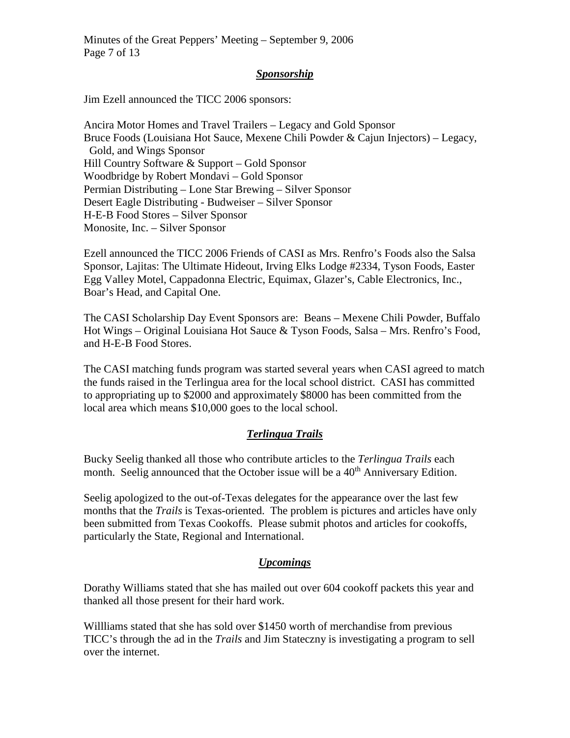### ***Sponsorship***

Jim Ezell announced the TICC 2006 sponsors:

Ancira Motor Homes and Travel Trailers – Legacy and Gold Sponsor
Bruce Foods (Louisiana Hot Sauce, Mexene Chili Powder & Cajun Injectors) – Legacy, Gold, and Wings Sponsor
Hill Country Software & Support – Gold Sponsor
Woodbridge by Robert Mondavi – Gold Sponsor
Permian Distributing – Lone Star Brewing – Silver Sponsor
Desert Eagle Distributing - Budweiser – Silver Sponsor
H-E-B Food Stores – Silver Sponsor
Monosite, Inc. – Silver Sponsor

Ezell announced the TICC 2006 Friends of CASI as Mrs. Renfro's Foods also the Salsa Sponsor, Lajitas: The Ultimate Hideout, Irving Elks Lodge #2334, Tyson Foods, Easter Egg Valley Motel, Cappadonna Electric, Equimax, Glazer's, Cable Electronics, Inc., Boar's Head, and Capital One.

The CASI Scholarship Day Event Sponsors are: Beans – Mexene Chili Powder, Buffalo Hot Wings – Original Louisiana Hot Sauce & Tyson Foods, Salsa – Mrs. Renfro's Food, and H-E-B Food Stores.

The CASI matching funds program was started several years when CASI agreed to match the funds raised in the Terlingua area for the local school district. CASI has committed to appropriating up to $2000 and approximately $8000 has been committed from the local area which means $10,000 goes to the local school.

### ***Terlingua Trails***

Bucky Seelig thanked all those who contribute articles to the *Terlingua Trails* each month. Seelig announced that the October issue will be a 40th Anniversary Edition.

Seelig apologized to the out-of-Texas delegates for the appearance over the last few months that the *Trails* is Texas-oriented. The problem is pictures and articles have only been submitted from Texas Cookoffs. Please submit photos and articles for cookoffs, particularly the State, Regional and International.

### ***Upcomings***

Dorathy Williams stated that she has mailed out over 604 cookoff packets this year and thanked all those present for their hard work.

Willliams stated that she has sold over $1450 worth of merchandise from previous TICC's through the ad in the *Trails* and Jim Stateczny is investigating a program to sell over the internet.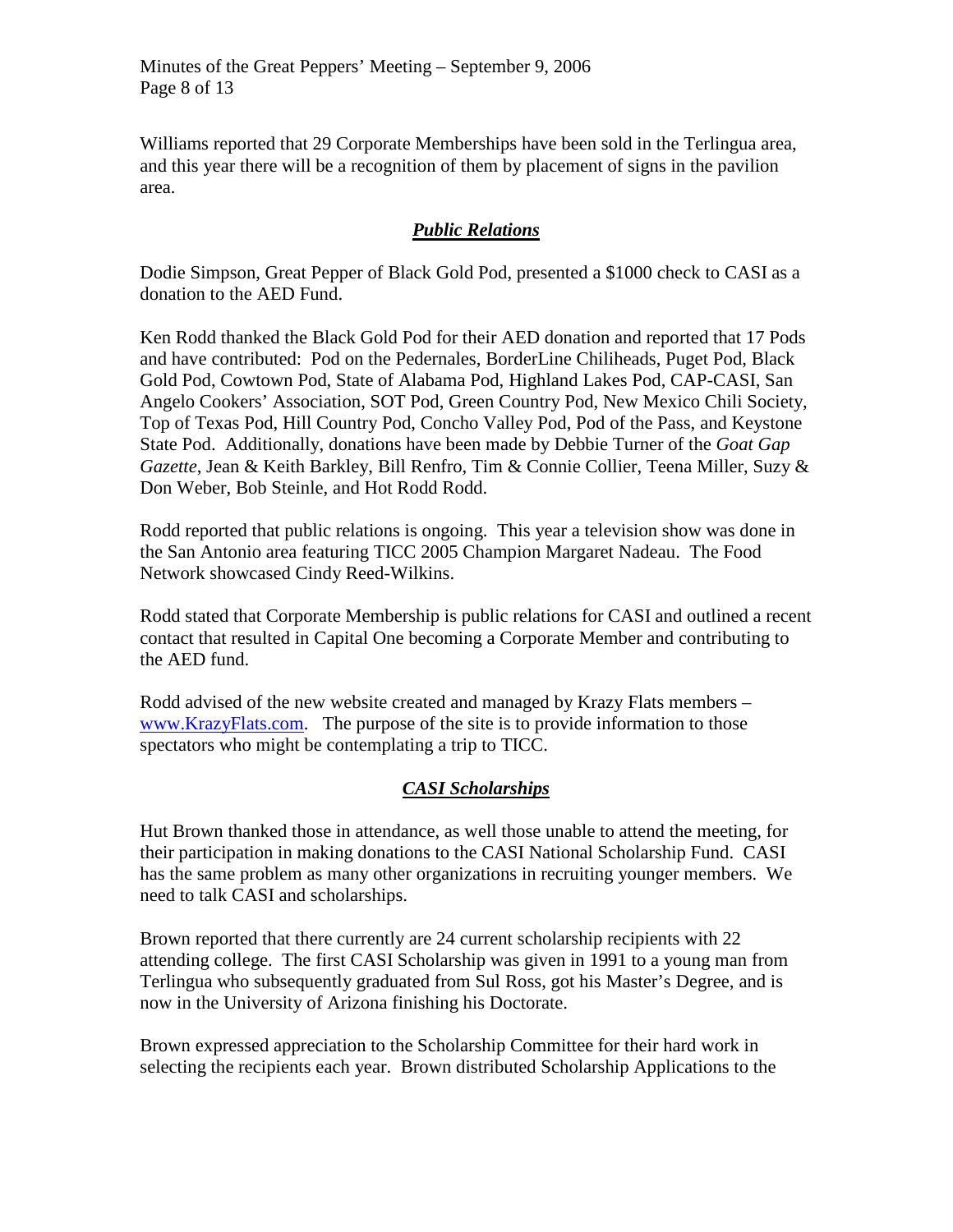Williams reported that 29 Corporate Memberships have been sold in the Terlingua area, and this year there will be a recognition of them by placement of signs in the pavilion area.

## ***Public Relations***

Dodie Simpson, Great Pepper of Black Gold Pod, presented a $1000 check to CASI as a donation to the AED Fund.

Ken Rodd thanked the Black Gold Pod for their AED donation and reported that 17 Pods and have contributed: Pod on the Pedernales, BorderLine Chiliheads, Puget Pod, Black Gold Pod, Cowtown Pod, State of Alabama Pod, Highland Lakes Pod, CAP-CASI, San Angelo Cookers' Association, SOT Pod, Green Country Pod, New Mexico Chili Society, Top of Texas Pod, Hill Country Pod, Concho Valley Pod, Pod of the Pass, and Keystone State Pod. Additionally, donations have been made by Debbie Turner of the *Goat Gap Gazette*, Jean & Keith Barkley, Bill Renfro, Tim & Connie Collier, Teena Miller, Suzy & Don Weber, Bob Steinle, and Hot Rodd Rodd.

Rodd reported that public relations is ongoing. This year a television show was done in the San Antonio area featuring TICC 2005 Champion Margaret Nadeau. The Food Network showcased Cindy Reed-Wilkins.

Rodd stated that Corporate Membership is public relations for CASI and outlined a recent contact that resulted in Capital One becoming a Corporate Member and contributing to the AED fund.

Rodd advised of the new website created and managed by Krazy Flats members – www.KrazyFlats.com. The purpose of the site is to provide information to those spectators who might be contemplating a trip to TICC.

## ***CASI Scholarships***

Hut Brown thanked those in attendance, as well those unable to attend the meeting, for their participation in making donations to the CASI National Scholarship Fund. CASI has the same problem as many other organizations in recruiting younger members. We need to talk CASI and scholarships.

Brown reported that there currently are 24 current scholarship recipients with 22 attending college. The first CASI Scholarship was given in 1991 to a young man from Terlingua who subsequently graduated from Sul Ross, got his Master's Degree, and is now in the University of Arizona finishing his Doctorate.

Brown expressed appreciation to the Scholarship Committee for their hard work in selecting the recipients each year. Brown distributed Scholarship Applications to the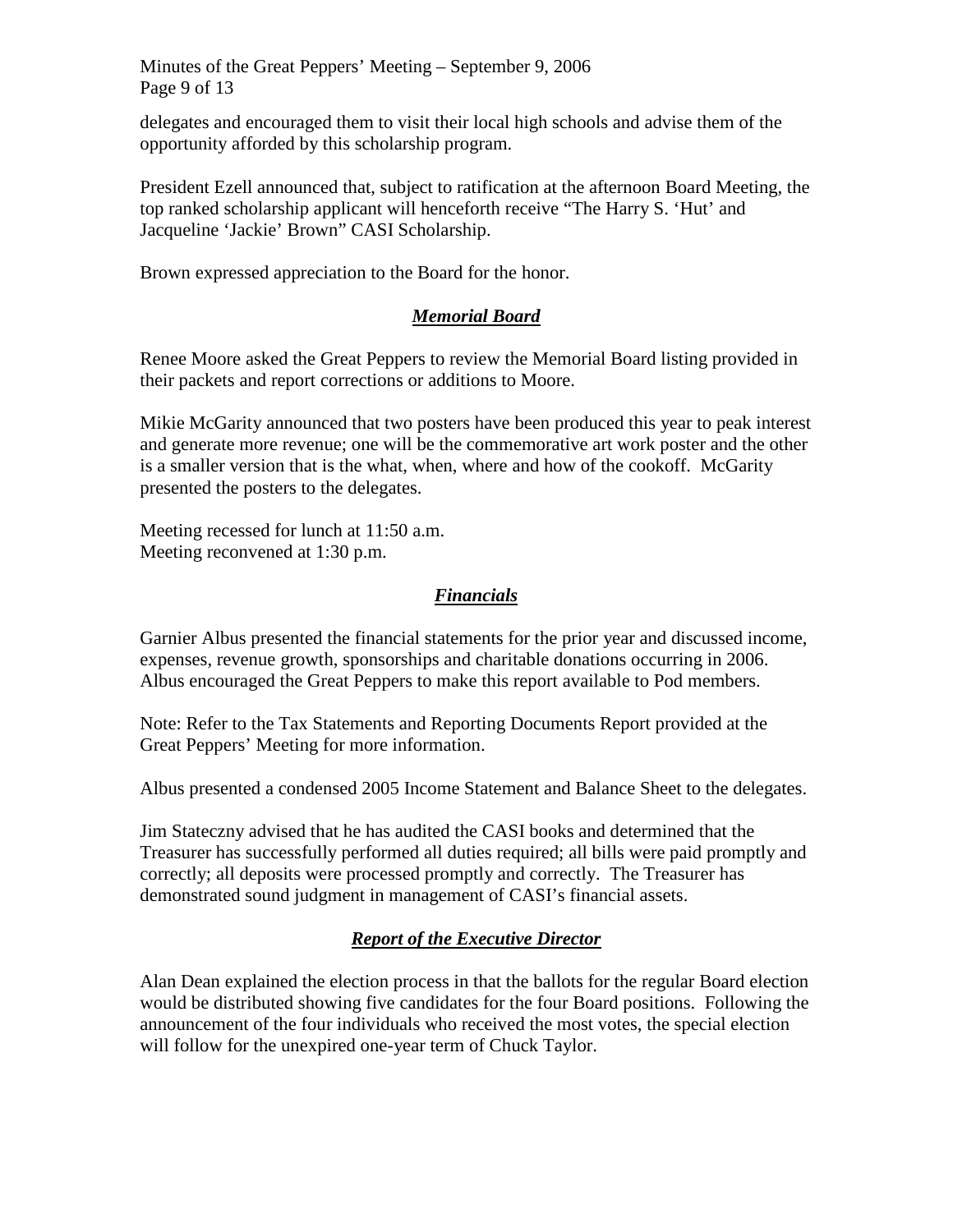delegates and encouraged them to visit their local high schools and advise them of the opportunity afforded by this scholarship program.

President Ezell announced that, subject to ratification at the afternoon Board Meeting, the top ranked scholarship applicant will henceforth receive "The Harry S. 'Hut' and Jacqueline 'Jackie' Brown" CASI Scholarship.

Brown expressed appreciation to the Board for the honor.

## ***Memorial Board***

Renee Moore asked the Great Peppers to review the Memorial Board listing provided in their packets and report corrections or additions to Moore.

Mikie McGarity announced that two posters have been produced this year to peak interest and generate more revenue; one will be the commemorative art work poster and the other is a smaller version that is the what, when, where and how of the cookoff. McGarity presented the posters to the delegates.

Meeting recessed for lunch at 11:50 a.m.
Meeting reconvened at 1:30 p.m.

## ***Financials***

Garnier Albus presented the financial statements for the prior year and discussed income, expenses, revenue growth, sponsorships and charitable donations occurring in 2006. Albus encouraged the Great Peppers to make this report available to Pod members.

Note: Refer to the Tax Statements and Reporting Documents Report provided at the Great Peppers' Meeting for more information.

Albus presented a condensed 2005 Income Statement and Balance Sheet to the delegates.

Jim Stateczny advised that he has audited the CASI books and determined that the Treasurer has successfully performed all duties required; all bills were paid promptly and correctly; all deposits were processed promptly and correctly. The Treasurer has demonstrated sound judgment in management of CASI's financial assets.

## ***Report of the Executive Director***

Alan Dean explained the election process in that the ballots for the regular Board election would be distributed showing five candidates for the four Board positions. Following the announcement of the four individuals who received the most votes, the special election will follow for the unexpired one-year term of Chuck Taylor.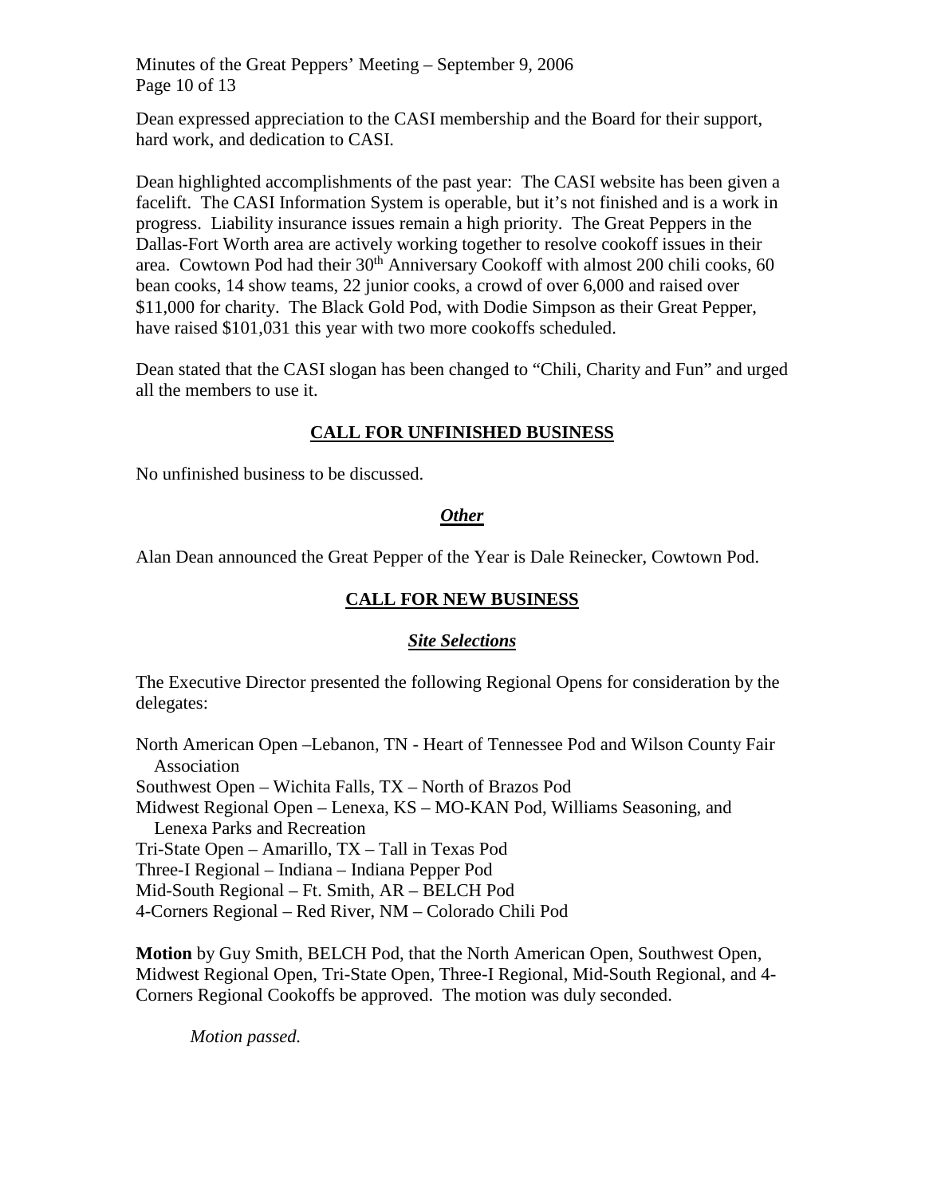Dean expressed appreciation to the CASI membership and the Board for their support, hard work, and dedication to CASI.

Dean highlighted accomplishments of the past year: The CASI website has been given a facelift. The CASI Information System is operable, but it's not finished and is a work in progress. Liability insurance issues remain a high priority. The Great Peppers in the Dallas-Fort Worth area are actively working together to resolve cookoff issues in their area. Cowtown Pod had their 30th Anniversary Cookoff with almost 200 chili cooks, 60 bean cooks, 14 show teams, 22 junior cooks, a crowd of over 6,000 and raised over $11,000 for charity. The Black Gold Pod, with Dodie Simpson as their Great Pepper, have raised $101,031 this year with two more cookoffs scheduled.

Dean stated that the CASI slogan has been changed to "Chili, Charity and Fun" and urged all the members to use it.

## CALL FOR UNFINISHED BUSINESS

No unfinished business to be discussed.

### *Other*

Alan Dean announced the Great Pepper of the Year is Dale Reinecker, Cowtown Pod.

## CALL FOR NEW BUSINESS

### *Site Selections*

The Executive Director presented the following Regional Opens for consideration by the delegates:

North American Open –Lebanon, TN - Heart of Tennessee Pod and Wilson County Fair Association
Southwest Open – Wichita Falls, TX – North of Brazos Pod
Midwest Regional Open – Lenexa, KS – MO-KAN Pod, Williams Seasoning, and Lenexa Parks and Recreation
Tri-State Open – Amarillo, TX – Tall in Texas Pod
Three-I Regional – Indiana – Indiana Pepper Pod
Mid-South Regional – Ft. Smith, AR – BELCH Pod
4-Corners Regional – Red River, NM – Colorado Chili Pod

**Motion** by Guy Smith, BELCH Pod, that the North American Open, Southwest Open, Midwest Regional Open, Tri-State Open, Three-I Regional, Mid-South Regional, and 4-Corners Regional Cookoffs be approved. The motion was duly seconded.

*Motion passed.*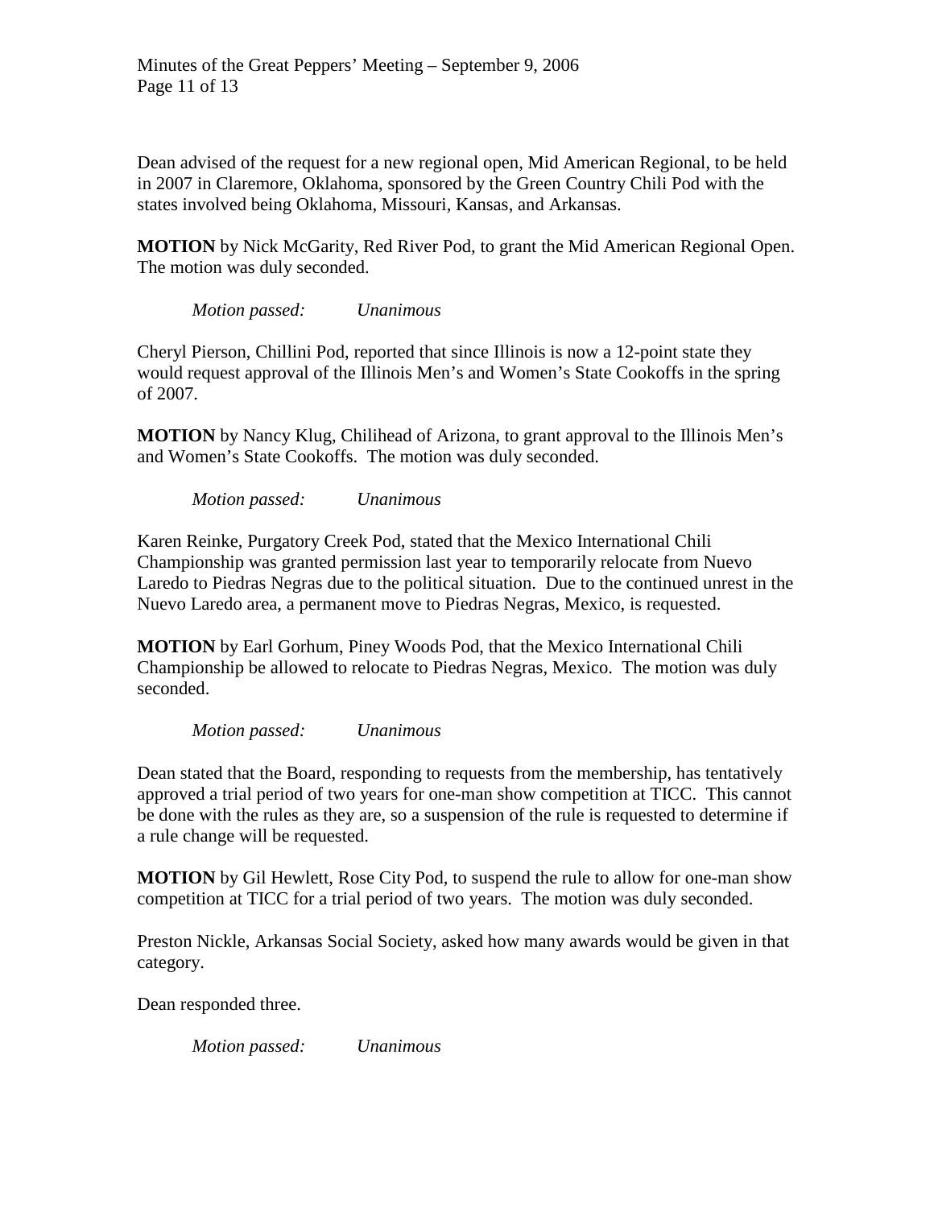Dean advised of the request for a new regional open, Mid American Regional, to be held in 2007 in Claremore, Oklahoma, sponsored by the Green Country Chili Pod with the states involved being Oklahoma, Missouri, Kansas, and Arkansas.

**MOTION** by Nick McGarity, Red River Pod, to grant the Mid American Regional Open. The motion was duly seconded.

*Motion passed: Unanimous*

Cheryl Pierson, Chillini Pod, reported that since Illinois is now a 12-point state they would request approval of the Illinois Men's and Women's State Cookoffs in the spring of 2007.

**MOTION** by Nancy Klug, Chilihead of Arizona, to grant approval to the Illinois Men's and Women's State Cookoffs. The motion was duly seconded.

*Motion passed: Unanimous*

Karen Reinke, Purgatory Creek Pod, stated that the Mexico International Chili Championship was granted permission last year to temporarily relocate from Nuevo Laredo to Piedras Negras due to the political situation. Due to the continued unrest in the Nuevo Laredo area, a permanent move to Piedras Negras, Mexico, is requested.

**MOTION** by Earl Gorhum, Piney Woods Pod, that the Mexico International Chili Championship be allowed to relocate to Piedras Negras, Mexico. The motion was duly seconded.

*Motion passed: Unanimous*

Dean stated that the Board, responding to requests from the membership, has tentatively approved a trial period of two years for one-man show competition at TICC. This cannot be done with the rules as they are, so a suspension of the rule is requested to determine if a rule change will be requested.

**MOTION** by Gil Hewlett, Rose City Pod, to suspend the rule to allow for one-man show competition at TICC for a trial period of two years. The motion was duly seconded.

Preston Nickle, Arkansas Social Society, asked how many awards would be given in that category.

Dean responded three.

*Motion passed: Unanimous*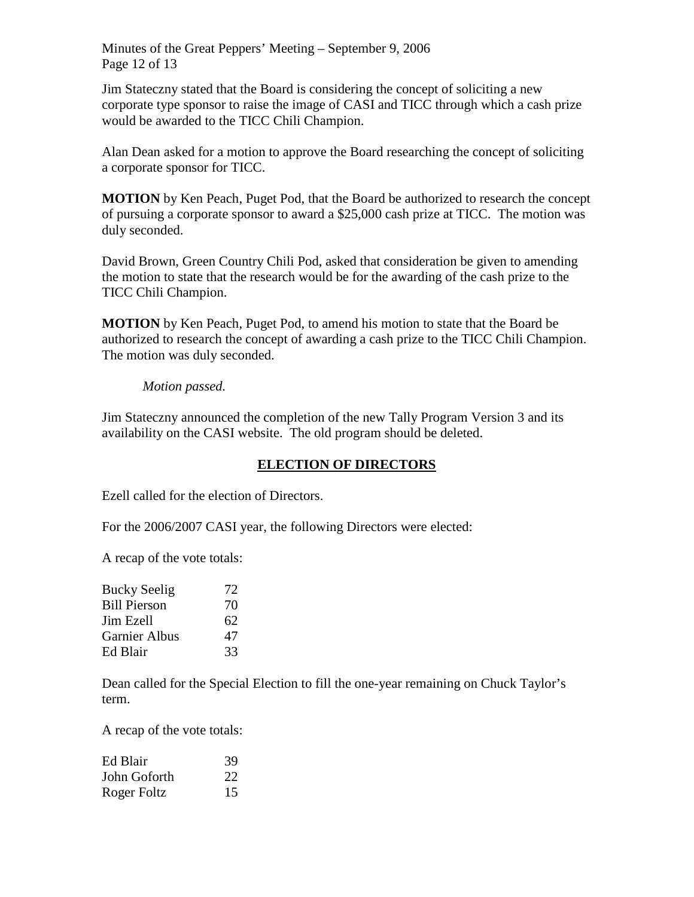Jim Stateczny stated that the Board is considering the concept of soliciting a new corporate type sponsor to raise the image of CASI and TICC through which a cash prize would be awarded to the TICC Chili Champion.

Alan Dean asked for a motion to approve the Board researching the concept of soliciting a corporate sponsor for TICC.

**MOTION** by Ken Peach, Puget Pod, that the Board be authorized to research the concept of pursuing a corporate sponsor to award a $25,000 cash prize at TICC. The motion was duly seconded.

David Brown, Green Country Chili Pod, asked that consideration be given to amending the motion to state that the research would be for the awarding of the cash prize to the TICC Chili Champion.

**MOTION** by Ken Peach, Puget Pod, to amend his motion to state that the Board be authorized to research the concept of awarding a cash prize to the TICC Chili Champion. The motion was duly seconded.

*Motion passed.*

Jim Stateczny announced the completion of the new Tally Program Version 3 and its availability on the CASI website. The old program should be deleted.

## ELECTION OF DIRECTORS

Ezell called for the election of Directors.

For the 2006/2007 CASI year, the following Directors were elected:

A recap of the vote totals:

| | |
|---|---|
| Bucky Seelig | 72 |
| Bill Pierson | 70 |
| Jim Ezell | 62 |
| Garnier Albus | 47 |
| Ed Blair | 33 |

Dean called for the Special Election to fill the one-year remaining on Chuck Taylor's term.

A recap of the vote totals:

| | |
|---|---|
| Ed Blair | 39 |
| John Goforth | 22 |
| Roger Foltz | 15 |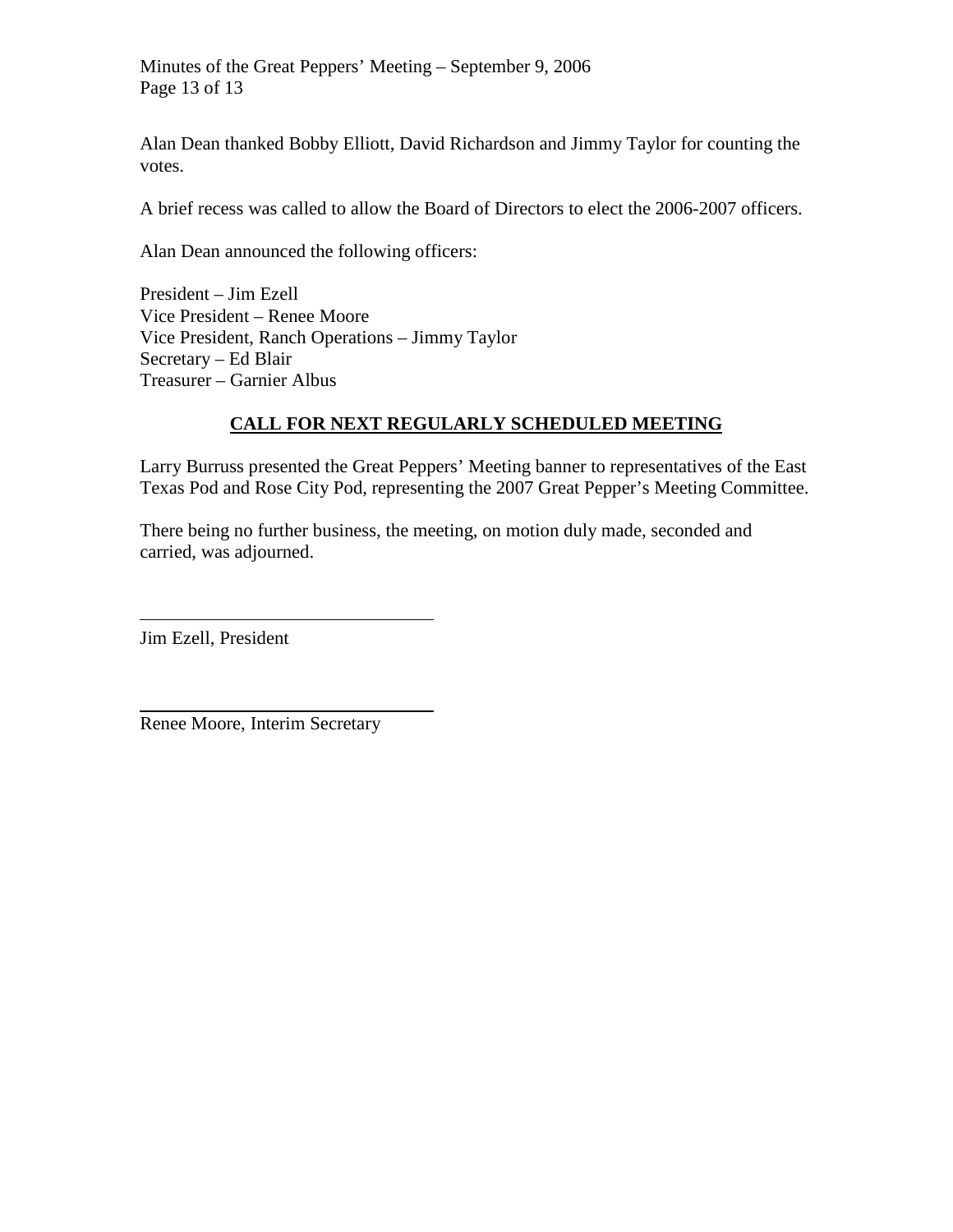Alan Dean thanked Bobby Elliott, David Richardson and Jimmy Taylor for counting the votes.

A brief recess was called to allow the Board of Directors to elect the 2006-2007 officers.

Alan Dean announced the following officers:

President – Jim Ezell
Vice President – Renee Moore
Vice President, Ranch Operations – Jimmy Taylor
Secretary – Ed Blair
Treasurer – Garnier Albus

## CALL FOR NEXT REGULARLY SCHEDULED MEETING

Larry Burruss presented the Great Peppers' Meeting banner to representatives of the East Texas Pod and Rose City Pod, representing the 2007 Great Pepper's Meeting Committee.

There being no further business, the meeting, on motion duly made, seconded and carried, was adjourned.

\_\_\_\_\_\_\_\_\_\_\_\_\_\_\_\_\_\_\_\_\_\_\_\_\_\_\_\_\_\_\_\_

Jim Ezell, President

\_\_\_\_\_\_\_\_\_\_\_\_\_\_\_\_\_\_\_\_\_\_\_\_\_\_\_\_\_\_\_\_

Renee Moore, Interim Secretary